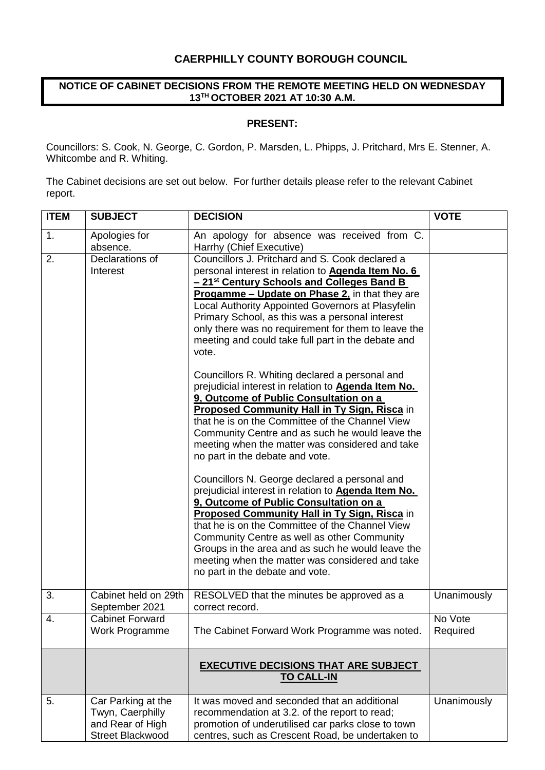# CAERPHILLY COUNTY BOROUGH COUNCIL

## NOTICE OF CABINET DECISIONS FROM THE REMOTE MEETING HELD ON WEDNESDAY 13TH OCTOBER 2021 AT 10:30 A.M.

**PRESENT:**

Councillors: S. Cook, N. George, C. Gordon, P. Marsden, L. Phipps, J. Pritchard, Mrs E. Stenner, A. Whitcombe and R. Whiting.

The Cabinet decisions are set out below. For further details please refer to the relevant Cabinet report.

| ITEM | SUBJECT | DECISION | VOTE |
|---|---|---|---|
| 1. | Apologies for absence. | An apology for absence was received from C. Harrhy (Chief Executive) | |
| 2. | Declarations of Interest | Councillors J. Pritchard and S. Cook declared a personal interest in relation to **Agenda Item No. 6 – 21st Century Schools and Colleges Band B Progamme – Update on Phase 2,** in that they are Local Authority Appointed Governors at Plasyfelin Primary School, as this was a personal interest only there was no requirement for them to leave the meeting and could take full part in the debate and vote.<br><br>Councillors R. Whiting declared a personal and prejudicial interest in relation to **Agenda Item No. 9, Outcome of Public Consultation on a Proposed Community Hall in Ty Sign, Risca** in that he is on the Committee of the Channel View Community Centre and as such he would leave the meeting when the matter was considered and take no part in the debate and vote.<br><br>Councillors N. George declared a personal and prejudicial interest in relation to **Agenda Item No. 9, Outcome of Public Consultation on a Proposed Community Hall in Ty Sign, Risca** in that he is on the Committee of the Channel View Community Centre as well as other Community Groups in the area and as such he would leave the meeting when the matter was considered and take no part in the debate and vote. | |
| 3. | Cabinet held on 29th September 2021 | RESOLVED that the minutes be approved as a correct record. | Unanimously |
| 4. | Cabinet Forward Work Programme | The Cabinet Forward Work Programme was noted. | No Vote Required |
| | | **EXECUTIVE DECISIONS THAT ARE SUBJECT TO CALL-IN** | |
| 5. | Car Parking at the Twyn, Caerphilly and Rear of High Street Blackwood | It was moved and seconded that an additional recommendation at 3.2. of the report to read; promotion of underutilised car parks close to town centres, such as Crescent Road, be undertaken to | Unanimously |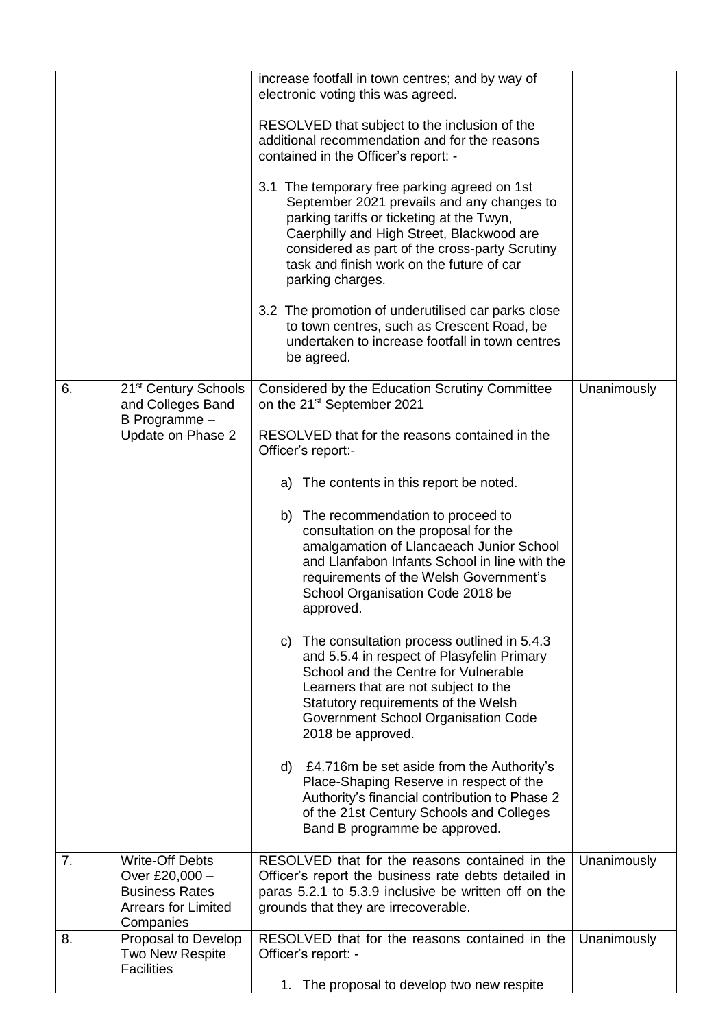|  |  |  |  |
| --- | --- | --- | --- |
|  |  | increase footfall in town centres; and by way of electronic voting this was agreed.<br><br>RESOLVED that subject to the inclusion of the additional recommendation and for the reasons contained in the Officer's report: -<br><br>3.1 The temporary free parking agreed on 1st September 2021 prevails and any changes to parking tariffs or ticketing at the Twyn, Caerphilly and High Street, Blackwood are considered as part of the cross-party Scrutiny task and finish work on the future of car parking charges.<br><br>3.2 The promotion of underutilised car parks close to town centres, such as Crescent Road, be undertaken to increase footfall in town centres be agreed. |  |
| 6. | 21st Century Schools and Colleges Band B Programme – Update on Phase 2 | Considered by the Education Scrutiny Committee on the 21st September 2021<br><br>RESOLVED that for the reasons contained in the Officer's report:-<br><br>a) The contents in this report be noted.<br><br>b) The recommendation to proceed to consultation on the proposal for the amalgamation of Llancaeach Junior School and Llanfabon Infants School in line with the requirements of the Welsh Government's School Organisation Code 2018 be approved.<br><br>c) The consultation process outlined in 5.4.3 and 5.5.4 in respect of Plasyfelin Primary School and the Centre for Vulnerable Learners that are not subject to the Statutory requirements of the Welsh Government School Organisation Code 2018 be approved.<br><br>d) £4.716m be set aside from the Authority's Place-Shaping Reserve in respect of the Authority's financial contribution to Phase 2 of the 21st Century Schools and Colleges Band B programme be approved. | Unanimously |
| 7. | Write-Off Debts Over £20,000 – Business Rates Arrears for Limited Companies | RESOLVED that for the reasons contained in the Officer's report the business rate debts detailed in paras 5.2.1 to 5.3.9 inclusive be written off on the grounds that they are irrecoverable. | Unanimously |
| 8. | Proposal to Develop Two New Respite Facilities | RESOLVED that for the reasons contained in the Officer's report: -<br><br>1. The proposal to develop two new respite | Unanimously |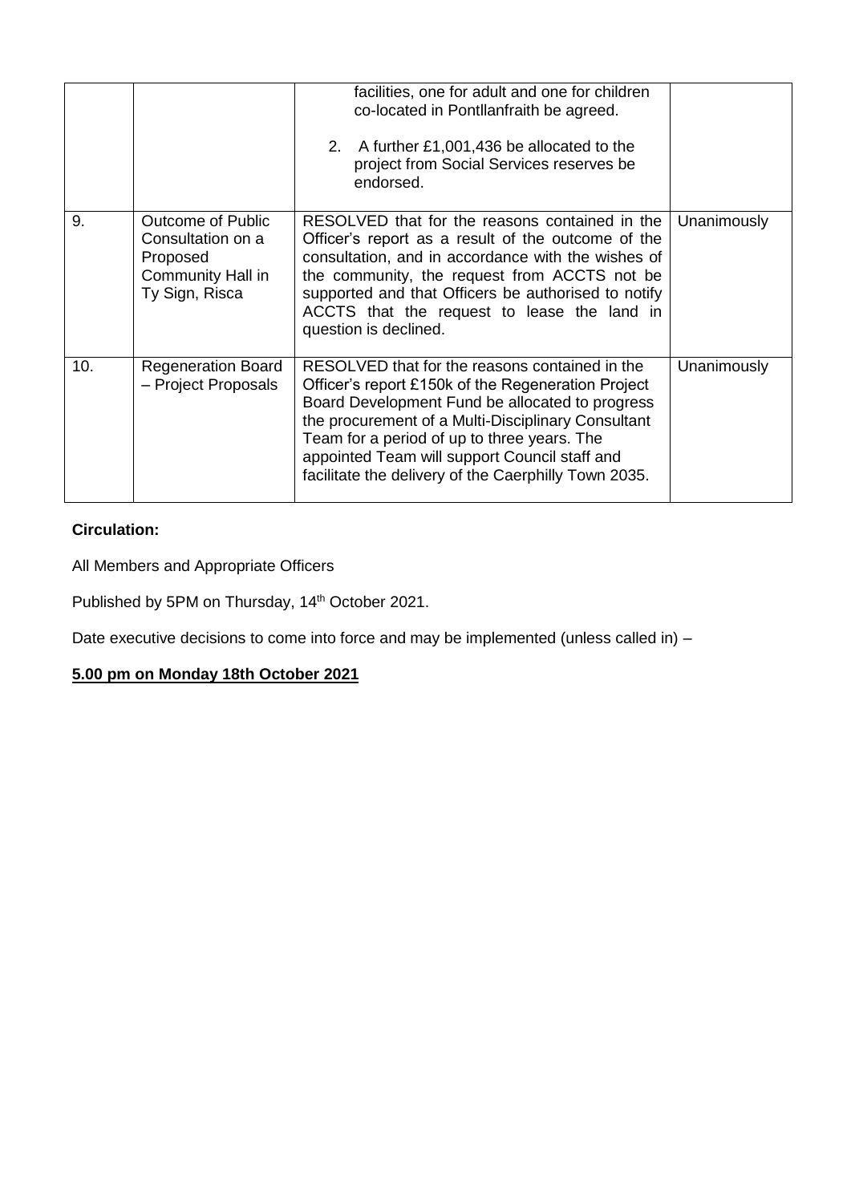| | | | |
|---|---|---|---|
| | | facilities, one for adult and one for children co-located in Pontllanfraith be agreed.<br><br>2. A further £1,001,436 be allocated to the project from Social Services reserves be endorsed. | |
| 9. | Outcome of Public Consultation on a Proposed Community Hall in Ty Sign, Risca | RESOLVED that for the reasons contained in the Officer's report as a result of the outcome of the consultation, and in accordance with the wishes of the community, the request from ACCTS not be supported and that Officers be authorised to notify ACCTS that the request to lease the land in question is declined. | Unanimously |
| 10. | Regeneration Board – Project Proposals | RESOLVED that for the reasons contained in the Officer's report £150k of the Regeneration Project Board Development Fund be allocated to progress the procurement of a Multi-Disciplinary Consultant Team for a period of up to three years. The appointed Team will support Council staff and facilitate the delivery of the Caerphilly Town 2035. | Unanimously |

**Circulation:**

All Members and Appropriate Officers

Published by 5PM on Thursday, 14th October 2021.

Date executive decisions to come into force and may be implemented (unless called in) –

**5.00 pm on Monday 18th October 2021**